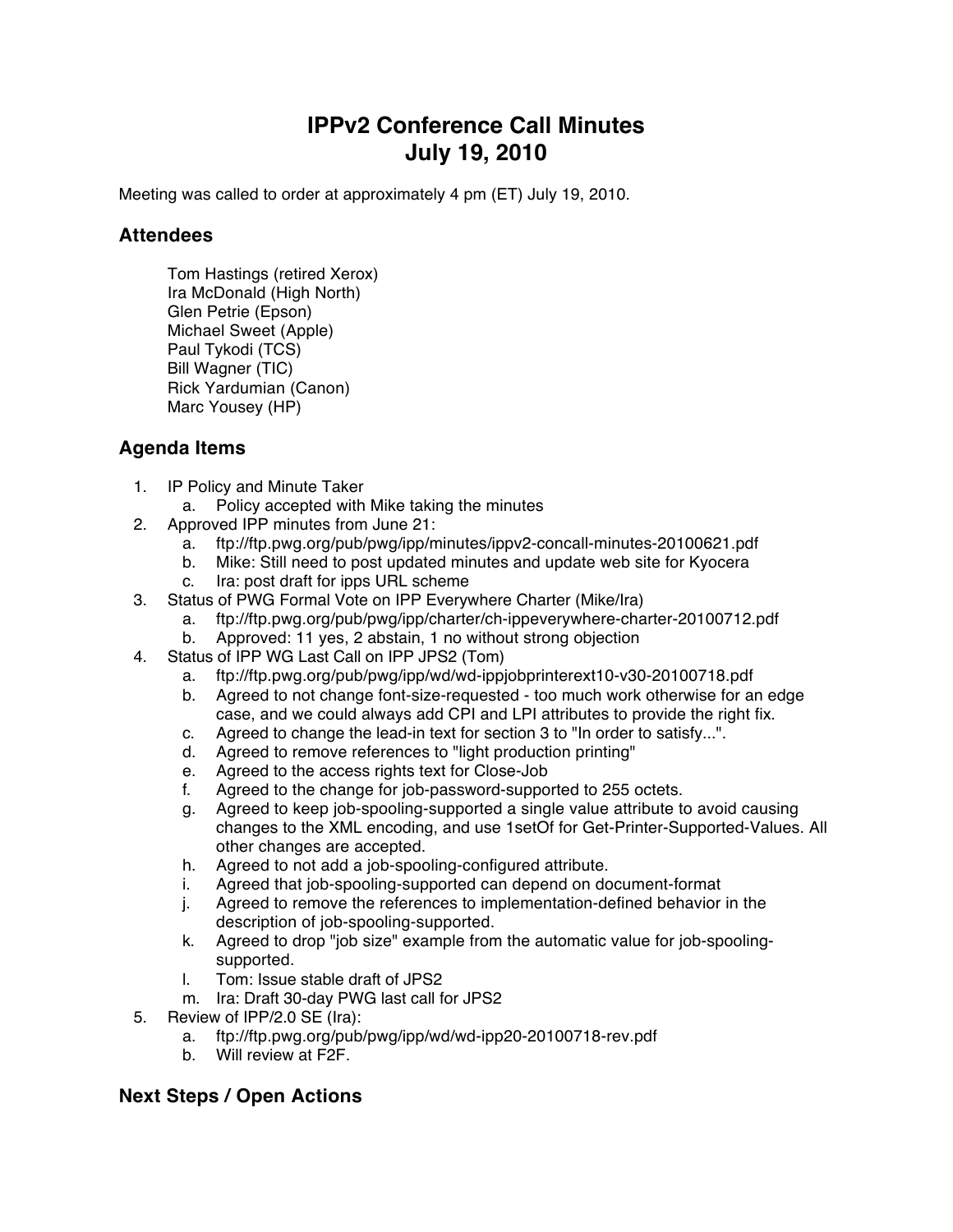# IPPv2 Conference Call Minutes
# July 19, 2010

Meeting was called to order at approximately 4 pm (ET) July 19, 2010.

## Attendees

Tom Hastings (retired Xerox)
Ira McDonald (High North)
Glen Petrie (Epson)
Michael Sweet (Apple)
Paul Tykodi (TCS)
Bill Wagner (TIC)
Rick Yardumian (Canon)
Marc Yousey (HP)

## Agenda Items

1. IP Policy and Minute Taker
   a. Policy accepted with Mike taking the minutes
2. Approved IPP minutes from June 21:
   a. ftp://ftp.pwg.org/pub/pwg/ipp/minutes/ippv2-concall-minutes-20100621.pdf
   b. Mike: Still need to post updated minutes and update web site for Kyocera
   c. Ira: post draft for ipps URL scheme
3. Status of PWG Formal Vote on IPP Everywhere Charter (Mike/Ira)
   a. ftp://ftp.pwg.org/pub/pwg/ipp/charter/ch-ippeverywhere-charter-20100712.pdf
   b. Approved: 11 yes, 2 abstain, 1 no without strong objection
4. Status of IPP WG Last Call on IPP JPS2 (Tom)
   a. ftp://ftp.pwg.org/pub/pwg/ipp/wd/wd-ippjobprinterext10-v30-20100718.pdf
   b. Agreed to not change font-size-requested - too much work otherwise for an edge case, and we could always add CPI and LPI attributes to provide the right fix.
   c. Agreed to change the lead-in text for section 3 to "In order to satisfy...".
   d. Agreed to remove references to "light production printing"
   e. Agreed to the access rights text for Close-Job
   f. Agreed to the change for job-password-supported to 255 octets.
   g. Agreed to keep job-spooling-supported a single value attribute to avoid causing changes to the XML encoding, and use 1setOf for Get-Printer-Supported-Values. All other changes are accepted.
   h. Agreed to not add a job-spooling-configured attribute.
   i. Agreed that job-spooling-supported can depend on document-format
   j. Agreed to remove the references to implementation-defined behavior in the description of job-spooling-supported.
   k. Agreed to drop "job size" example from the automatic value for job-spooling-supported.
   l. Tom: Issue stable draft of JPS2
   m. Ira: Draft 30-day PWG last call for JPS2
5. Review of IPP/2.0 SE (Ira):
   a. ftp://ftp.pwg.org/pub/pwg/ipp/wd/wd-ipp20-20100718-rev.pdf
   b. Will review at F2F.

## Next Steps / Open Actions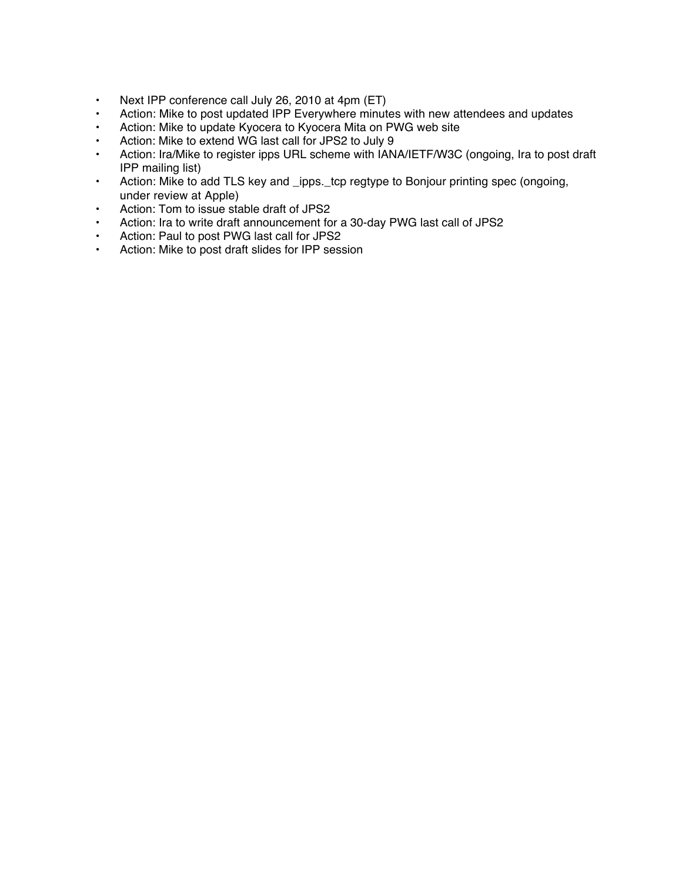- Next IPP conference call July 26, 2010 at 4pm (ET)
- Action: Mike to post updated IPP Everywhere minutes with new attendees and updates
- Action: Mike to update Kyocera to Kyocera Mita on PWG web site
- Action: Mike to extend WG last call for JPS2 to July 9
- Action: Ira/Mike to register ipps URL scheme with IANA/IETF/W3C (ongoing, Ira to post draft IPP mailing list)
- Action: Mike to add TLS key and _ipps._tcp regtype to Bonjour printing spec (ongoing, under review at Apple)
- Action: Tom to issue stable draft of JPS2
- Action: Ira to write draft announcement for a 30-day PWG last call of JPS2
- Action: Paul to post PWG last call for JPS2
- Action: Mike to post draft slides for IPP session